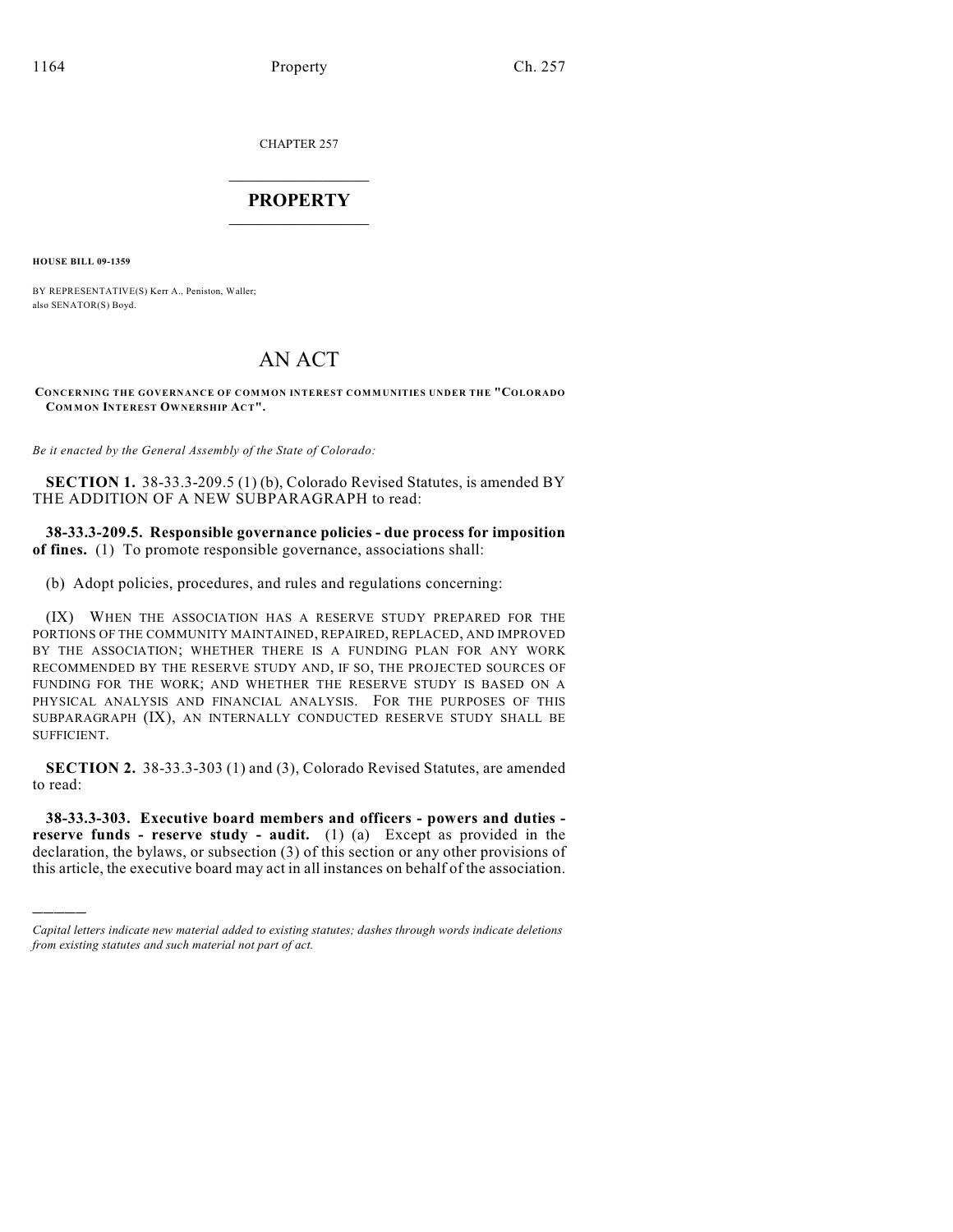CHAPTER 257

# PROPERTY

**HOUSE BILL 09-1359**

BY REPRESENTATIVE(S) Kerr A., Peniston, Waller;
also SENATOR(S) Boyd.

# AN ACT

**CONCERNING THE GOVERNANCE OF COMMON INTEREST COMMUNITIES UNDER THE "COLORADO COMMON INTEREST OWNERSHIP ACT".**

*Be it enacted by the General Assembly of the State of Colorado:*

**SECTION 1.** 38-33.3-209.5 (1) (b), Colorado Revised Statutes, is amended BY THE ADDITION OF A NEW SUBPARAGRAPH to read:

**38-33.3-209.5. Responsible governance policies - due process for imposition of fines.** (1) To promote responsible governance, associations shall:

(b) Adopt policies, procedures, and rules and regulations concerning:

(IX) WHEN THE ASSOCIATION HAS A RESERVE STUDY PREPARED FOR THE PORTIONS OF THE COMMUNITY MAINTAINED, REPAIRED, REPLACED, AND IMPROVED BY THE ASSOCIATION; WHETHER THERE IS A FUNDING PLAN FOR ANY WORK RECOMMENDED BY THE RESERVE STUDY AND, IF SO, THE PROJECTED SOURCES OF FUNDING FOR THE WORK; AND WHETHER THE RESERVE STUDY IS BASED ON A PHYSICAL ANALYSIS AND FINANCIAL ANALYSIS. FOR THE PURPOSES OF THIS SUBPARAGRAPH (IX), AN INTERNALLY CONDUCTED RESERVE STUDY SHALL BE SUFFICIENT.

**SECTION 2.** 38-33.3-303 (1) and (3), Colorado Revised Statutes, are amended to read:

**38-33.3-303. Executive board members and officers - powers and duties - reserve funds - reserve study - audit.** (1) (a) Except as provided in the declaration, the bylaws, or subsection (3) of this section or any other provisions of this article, the executive board may act in all instances on behalf of the association.

---

*Capital letters indicate new material added to existing statutes; dashes through words indicate deletions from existing statutes and such material not part of act.*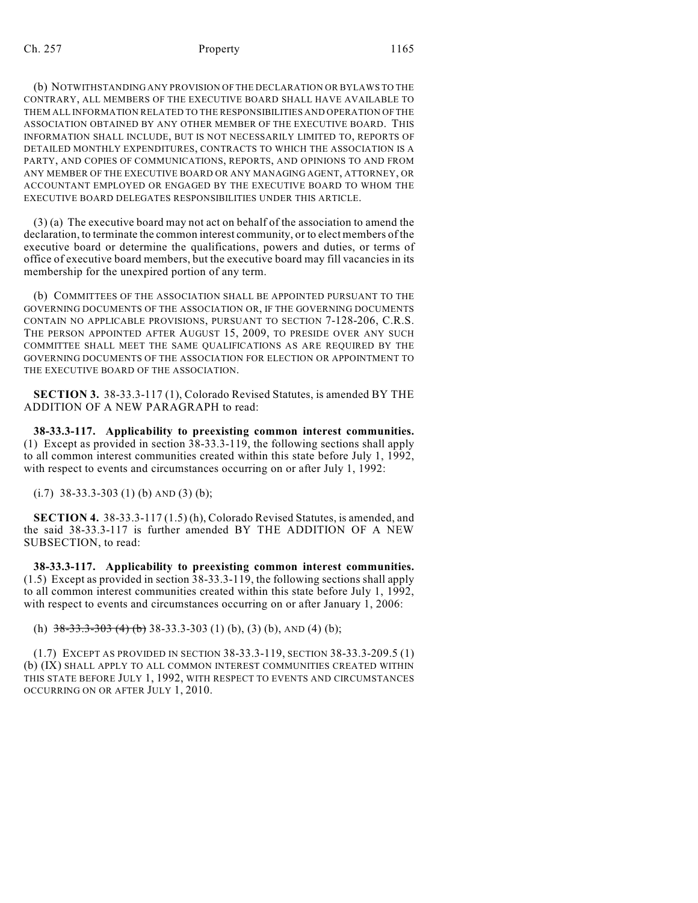(b) NOTWITHSTANDING ANY PROVISION OF THE DECLARATION OR BYLAWS TO THE CONTRARY, ALL MEMBERS OF THE EXECUTIVE BOARD SHALL HAVE AVAILABLE TO THEM ALL INFORMATION RELATED TO THE RESPONSIBILITIES AND OPERATION OF THE ASSOCIATION OBTAINED BY ANY OTHER MEMBER OF THE EXECUTIVE BOARD. THIS INFORMATION SHALL INCLUDE, BUT IS NOT NECESSARILY LIMITED TO, REPORTS OF DETAILED MONTHLY EXPENDITURES, CONTRACTS TO WHICH THE ASSOCIATION IS A PARTY, AND COPIES OF COMMUNICATIONS, REPORTS, AND OPINIONS TO AND FROM ANY MEMBER OF THE EXECUTIVE BOARD OR ANY MANAGING AGENT, ATTORNEY, OR ACCOUNTANT EMPLOYED OR ENGAGED BY THE EXECUTIVE BOARD TO WHOM THE EXECUTIVE BOARD DELEGATES RESPONSIBILITIES UNDER THIS ARTICLE.

(3) (a) The executive board may not act on behalf of the association to amend the declaration, to terminate the common interest community, or to elect members of the executive board or determine the qualifications, powers and duties, or terms of office of executive board members, but the executive board may fill vacancies in its membership for the unexpired portion of any term.

(b) COMMITTEES OF THE ASSOCIATION SHALL BE APPOINTED PURSUANT TO THE GOVERNING DOCUMENTS OF THE ASSOCIATION OR, IF THE GOVERNING DOCUMENTS CONTAIN NO APPLICABLE PROVISIONS, PURSUANT TO SECTION 7-128-206, C.R.S. THE PERSON APPOINTED AFTER AUGUST 15, 2009, TO PRESIDE OVER ANY SUCH COMMITTEE SHALL MEET THE SAME QUALIFICATIONS AS ARE REQUIRED BY THE GOVERNING DOCUMENTS OF THE ASSOCIATION FOR ELECTION OR APPOINTMENT TO THE EXECUTIVE BOARD OF THE ASSOCIATION.

**SECTION 3.** 38-33.3-117 (1), Colorado Revised Statutes, is amended BY THE ADDITION OF A NEW PARAGRAPH to read:

**38-33.3-117. Applicability to preexisting common interest communities.** (1) Except as provided in section 38-33.3-119, the following sections shall apply to all common interest communities created within this state before July 1, 1992, with respect to events and circumstances occurring on or after July 1, 1992:

(i.7) 38-33.3-303 (1) (b) AND (3) (b);

**SECTION 4.** 38-33.3-117 (1.5) (h), Colorado Revised Statutes, is amended, and the said 38-33.3-117 is further amended BY THE ADDITION OF A NEW SUBSECTION, to read:

**38-33.3-117. Applicability to preexisting common interest communities.** (1.5) Except as provided in section 38-33.3-119, the following sections shall apply to all common interest communities created within this state before July 1, 1992, with respect to events and circumstances occurring on or after January 1, 2006:

(h) ~~38-33.3-303 (4) (b)~~ 38-33.3-303 (1) (b), (3) (b), AND (4) (b);

(1.7) EXCEPT AS PROVIDED IN SECTION 38-33.3-119, SECTION 38-33.3-209.5 (1) (b) (IX) SHALL APPLY TO ALL COMMON INTEREST COMMUNITIES CREATED WITHIN THIS STATE BEFORE JULY 1, 1992, WITH RESPECT TO EVENTS AND CIRCUMSTANCES OCCURRING ON OR AFTER JULY 1, 2010.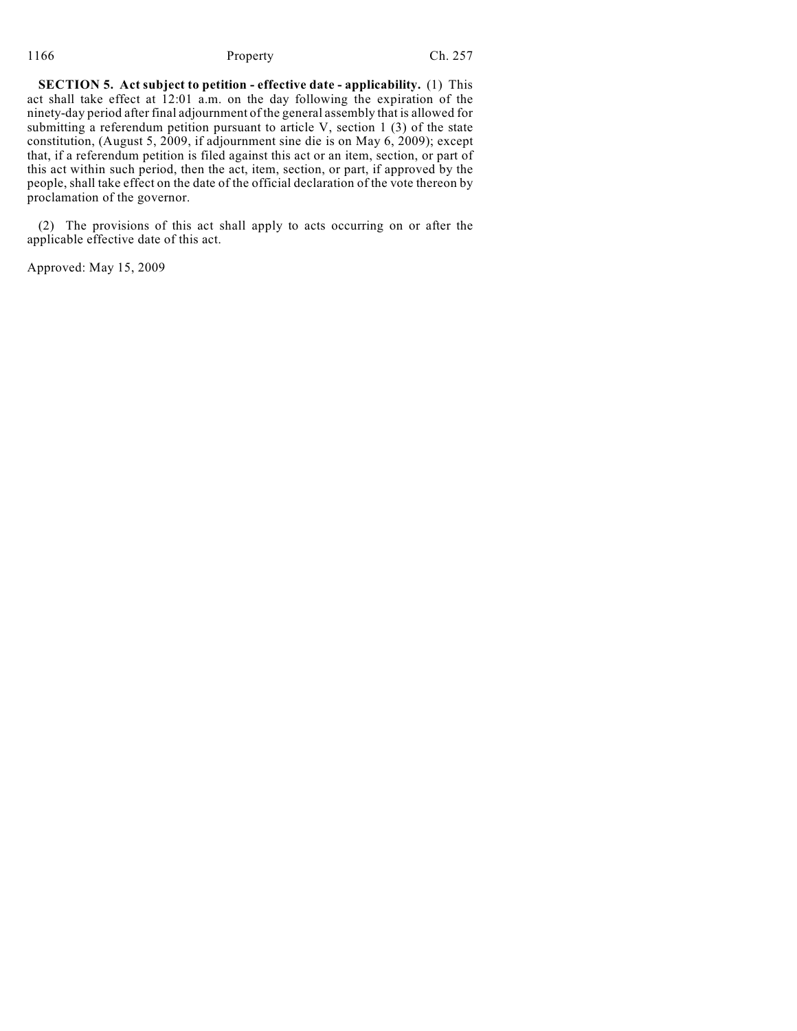**SECTION 5. Act subject to petition - effective date - applicability.** (1) This act shall take effect at 12:01 a.m. on the day following the expiration of the ninety-day period after final adjournment of the general assembly that is allowed for submitting a referendum petition pursuant to article V, section 1 (3) of the state constitution, (August 5, 2009, if adjournment sine die is on May 6, 2009); except that, if a referendum petition is filed against this act or an item, section, or part of this act within such period, then the act, item, section, or part, if approved by the people, shall take effect on the date of the official declaration of the vote thereon by proclamation of the governor.

(2) The provisions of this act shall apply to acts occurring on or after the applicable effective date of this act.

Approved: May 15, 2009